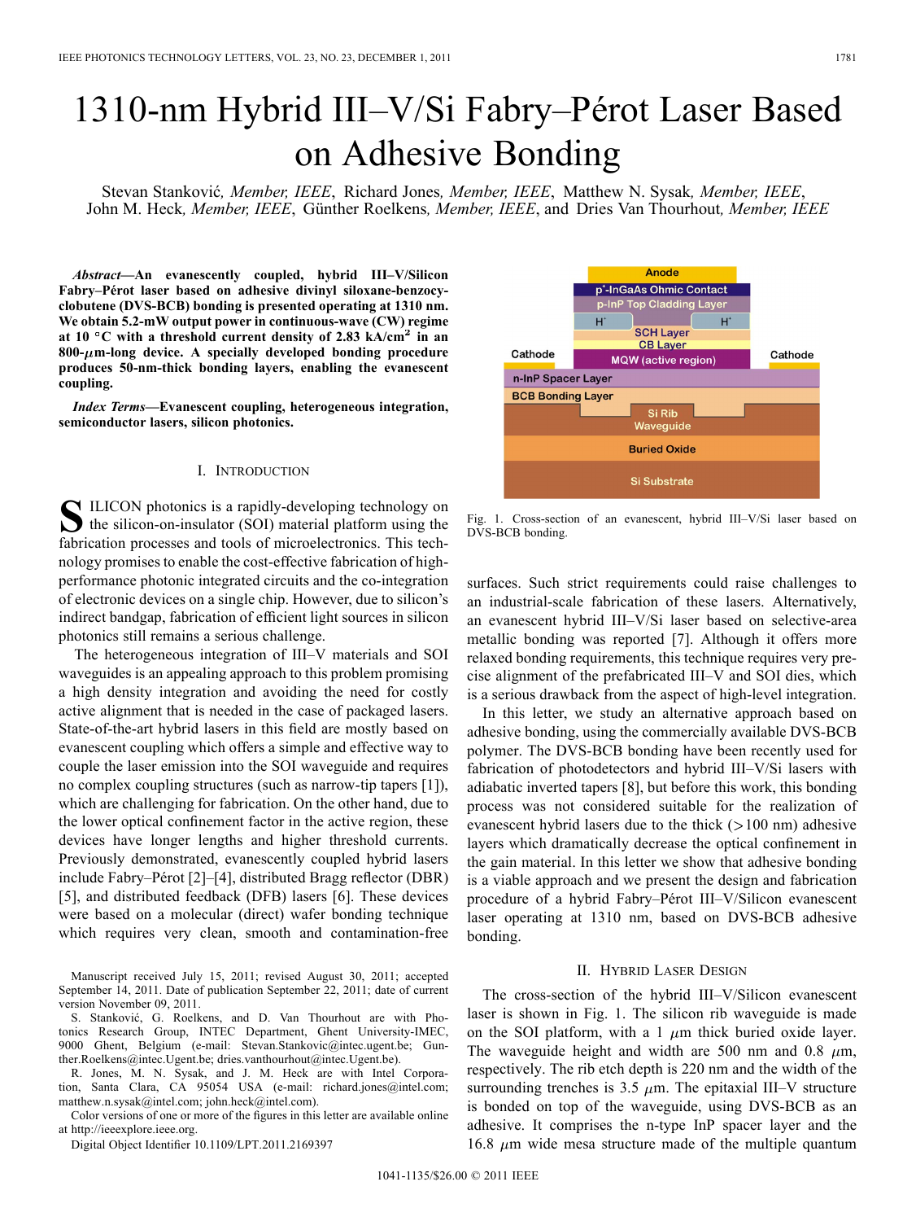# 1310-nm Hybrid III–V/Si Fabry–Pérot Laser Based on Adhesive Bonding

Stevan Stanković, *Member, IEEE*, Richard Jones, *Member, IEEE*, Matthew N. Sysak, *Member, IEEE*, John M. Heck, *Member, IEEE*, Günther Roelkens, *Member, IEEE*, and Dries Van Thourhout, *Member, IEEE*

***Abstract*—An evanescently coupled, hybrid III–V/Silicon Fabry–Pérot laser based on adhesive divinyl siloxane-benzocyclobutene (DVS-BCB) bonding is presented operating at 1310 nm. We obtain 5.2-mW output power in continuous-wave (CW) regime at 10 °C with a threshold current density of 2.83 kA/cm$^2$ in an 800-$\mu$m-long device. A specially developed bonding procedure produces 50-nm-thick bonding layers, enabling the evanescent coupling.**

***Index Terms*—Evanescent coupling, heterogeneous integration, semiconductor lasers, silicon photonics.**

## I. Introduction

Silicon photonics is a rapidly-developing technology on the silicon-on-insulator (SOI) material platform using the fabrication processes and tools of microelectronics. This technology promises to enable the cost-effective fabrication of high-performance photonic integrated circuits and the co-integration of electronic devices on a single chip. However, due to silicon's indirect bandgap, fabrication of efficient light sources in silicon photonics still remains a serious challenge.

The heterogeneous integration of III–V materials and SOI waveguides is an appealing approach to this problem promising a high density integration and avoiding the need for costly active alignment that is needed in the case of packaged lasers. State-of-the-art hybrid lasers in this field are mostly based on evanescent coupling which offers a simple and effective way to couple the laser emission into the SOI waveguide and requires no complex coupling structures (such as narrow-tip tapers [1]), which are challenging for fabrication. On the other hand, due to the lower optical confinement factor in the active region, these devices have longer lengths and higher threshold currents. Previously demonstrated, evanescently coupled hybrid lasers include Fabry–Pérot [2]–[4], distributed Bragg reflector (DBR) [5], and distributed feedback (DFB) lasers [6]. These devices were based on a molecular (direct) wafer bonding technique which requires very clean, smooth and contamination-free surfaces. Such strict requirements could raise challenges to an industrial-scale fabrication of these lasers. Alternatively, an evanescent hybrid III–V/Si laser based on selective-area metallic bonding was reported [7]. Although it offers more relaxed bonding requirements, this technique requires very precise alignment of the prefabricated III–V and SOI dies, which is a serious drawback from the aspect of high-level integration.

In this letter, we study an alternative approach based on adhesive bonding, using the commercially available DVS-BCB polymer. The DVS-BCB bonding have been recently used for fabrication of photodetectors and hybrid III–V/Si lasers with adiabatic inverted tapers [8], but before this work, this bonding process was not considered suitable for the realization of evanescent hybrid lasers due to the thick (>100 nm) adhesive layers which dramatically decrease the optical confinement in the gain material. In this letter we show that adhesive bonding is a viable approach and we present the design and fabrication procedure of a hybrid Fabry–Pérot III–V/Silicon evanescent laser operating at 1310 nm, based on DVS-BCB adhesive bonding.

Fig. 1. Cross-section of an evanescent, hybrid III–V/Si laser based on DVS-BCB bonding.

## II. Hybrid Laser Design

The cross-section of the hybrid III–V/Silicon evanescent laser is shown in Fig. 1. The silicon rib waveguide is made on the SOI platform, with a 1 $\mu$m thick buried oxide layer. The waveguide height and width are 500 nm and 0.8 $\mu$m, respectively. The rib etch depth is 220 nm and the width of the surrounding trenches is 3.5 $\mu$m. The epitaxial III–V structure is bonded on top of the waveguide, using DVS-BCB as an adhesive. It comprises the n-type InP spacer layer and the 16.8 $\mu$m wide mesa structure made of the multiple quantum

Manuscript received July 15, 2011; revised August 30, 2011; accepted September 14, 2011. Date of publication September 22, 2011; date of current version November 09, 2011.

S. Stanković, G. Roelkens, and D. Van Thourhout are with Photonics Research Group, INTEC Department, Ghent University-IMEC, 9000 Ghent, Belgium (e-mail: Stevan.Stankovic@intec.ugent.be; Gunther.Roelkens@intec.Ugent.be; dries.vanthourhout@intec.Ugent.be).

R. Jones, M. N. Sysak, and J. M. Heck are with Intel Corporation, Santa Clara, CA 95054 USA (e-mail: richard.jones@intel.com; matthew.n.sysak@intel.com; john.heck@intel.com).

Color versions of one or more of the figures in this letter are available online at http://ieeexplore.ieee.org.

Digital Object Identifier 10.1109/LPT.2011.2169397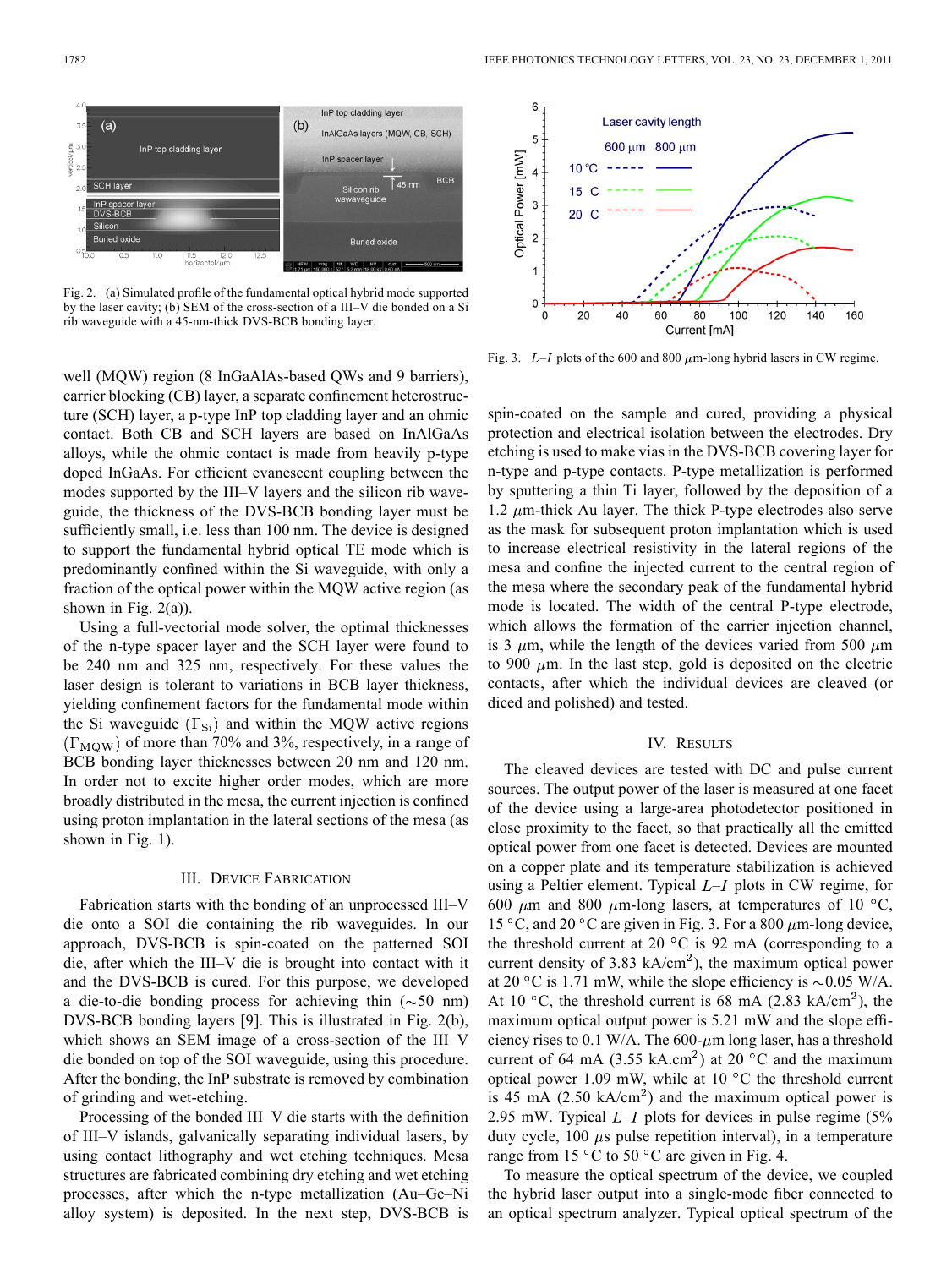Fig. 2. (a) Simulated profile of the fundamental optical hybrid mode supported by the laser cavity; (b) SEM of the cross-section of a III–V die bonded on a Si rib waveguide with a 45-nm-thick DVS-BCB bonding layer.

well (MQW) region (8 InGaAlAs-based QWs and 9 barriers), carrier blocking (CB) layer, a separate confinement heterostructure (SCH) layer, a p-type InP top cladding layer and an ohmic contact. Both CB and SCH layers are based on InAlGaAs alloys, while the ohmic contact is made from heavily p-type doped InGaAs. For efficient evanescent coupling between the modes supported by the III–V layers and the silicon rib waveguide, the thickness of the DVS-BCB bonding layer must be sufficiently small, i.e. less than 100 nm. The device is designed to support the fundamental hybrid optical TE mode which is predominantly confined within the Si waveguide, with only a fraction of the optical power within the MQW active region (as shown in Fig. 2(a)).

Using a full-vectorial mode solver, the optimal thicknesses of the n-type spacer layer and the SCH layer were found to be 240 nm and 325 nm, respectively. For these values the laser design is tolerant to variations in BCB layer thickness, yielding confinement factors for the fundamental mode within the Si waveguide ($\Gamma_{\mathrm{Si}}$) and within the MQW active regions ($\Gamma_{\mathrm{MQW}}$) of more than 70% and 3%, respectively, in a range of BCB bonding layer thicknesses between 20 nm and 120 nm. In order not to excite higher order modes, which are more broadly distributed in the mesa, the current injection is confined using proton implantation in the lateral sections of the mesa (as shown in Fig. 1).

## III. Device Fabrication

Fabrication starts with the bonding of an unprocessed III–V die onto a SOI die containing the rib waveguides. In our approach, DVS-BCB is spin-coated on the patterned SOI die, after which the III–V die is brought into contact with it and the DVS-BCB is cured. For this purpose, we developed a die-to-die bonding process for achieving thin (~50 nm) DVS-BCB bonding layers [9]. This is illustrated in Fig. 2(b), which shows an SEM image of a cross-section of the III–V die bonded on top of the SOI waveguide, using this procedure. After the bonding, the InP substrate is removed by combination of grinding and wet-etching.

Processing of the bonded III–V die starts with the definition of III–V islands, galvanically separating individual lasers, by using contact lithography and wet etching techniques. Mesa structures are fabricated combining dry etching and wet etching processes, after which the n-type metallization (Au–Ge–Ni alloy system) is deposited. In the next step, DVS-BCB is spin-coated on the sample and cured, providing a physical protection and electrical isolation between the electrodes. Dry etching is used to make vias in the DVS-BCB covering layer for n-type and p-type contacts. P-type metallization is performed by sputtering a thin Ti layer, followed by the deposition of a 1.2 $\mu$m-thick Au layer. The thick P-type electrodes also serve as the mask for subsequent proton implantation which is used to increase electrical resistivity in the lateral regions of the mesa and confine the injected current to the central region of the mesa where the secondary peak of the fundamental hybrid mode is located. The width of the central P-type electrode, which allows the formation of the carrier injection channel, is 3 $\mu$m, while the length of the devices varied from 500 $\mu$m to 900 $\mu$m. In the last step, gold is deposited on the electric contacts, after which the individual devices are cleaved (or diced and polished) and tested.

Fig. 3. $L$–$I$ plots of the 600 and 800 $\mu$m-long hybrid lasers in CW regime.

## IV. Results

The cleaved devices are tested with DC and pulse current sources. The output power of the laser is measured at one facet of the device using a large-area photodetector positioned in close proximity to the facet, so that practically all the emitted optical power from one facet is detected. Devices are mounted on a copper plate and its temperature stabilization is achieved using a Peltier element. Typical $L$–$I$ plots in CW regime, for 600 $\mu$m and 800 $\mu$m-long lasers, at temperatures of 10 °C, 15 °C, and 20 °C are given in Fig. 3. For a 800 $\mu$m-long device, the threshold current at 20 °C is 92 mA (corresponding to a current density of 3.83 kA/cm$^2$), the maximum optical power at 20 °C is 1.71 mW, while the slope efficiency is ~0.05 W/A. At 10 °C, the threshold current is 68 mA (2.83 kA/cm$^2$), the maximum optical output power is 5.21 mW and the slope efficiency rises to 0.1 W/A. The 600-$\mu$m long laser, has a threshold current of 64 mA (3.55 kA.cm$^2$) at 20 °C and the maximum optical power 1.09 mW, while at 10 °C the threshold current is 45 mA (2.50 kA/cm$^2$) and the maximum optical power is 2.95 mW. Typical $L$–$I$ plots for devices in pulse regime (5% duty cycle, 100 $\mu$s pulse repetition interval), in a temperature range from 15 °C to 50 °C are given in Fig. 4.

To measure the optical spectrum of the device, we coupled the hybrid laser output into a single-mode fiber connected to an optical spectrum analyzer. Typical optical spectrum of the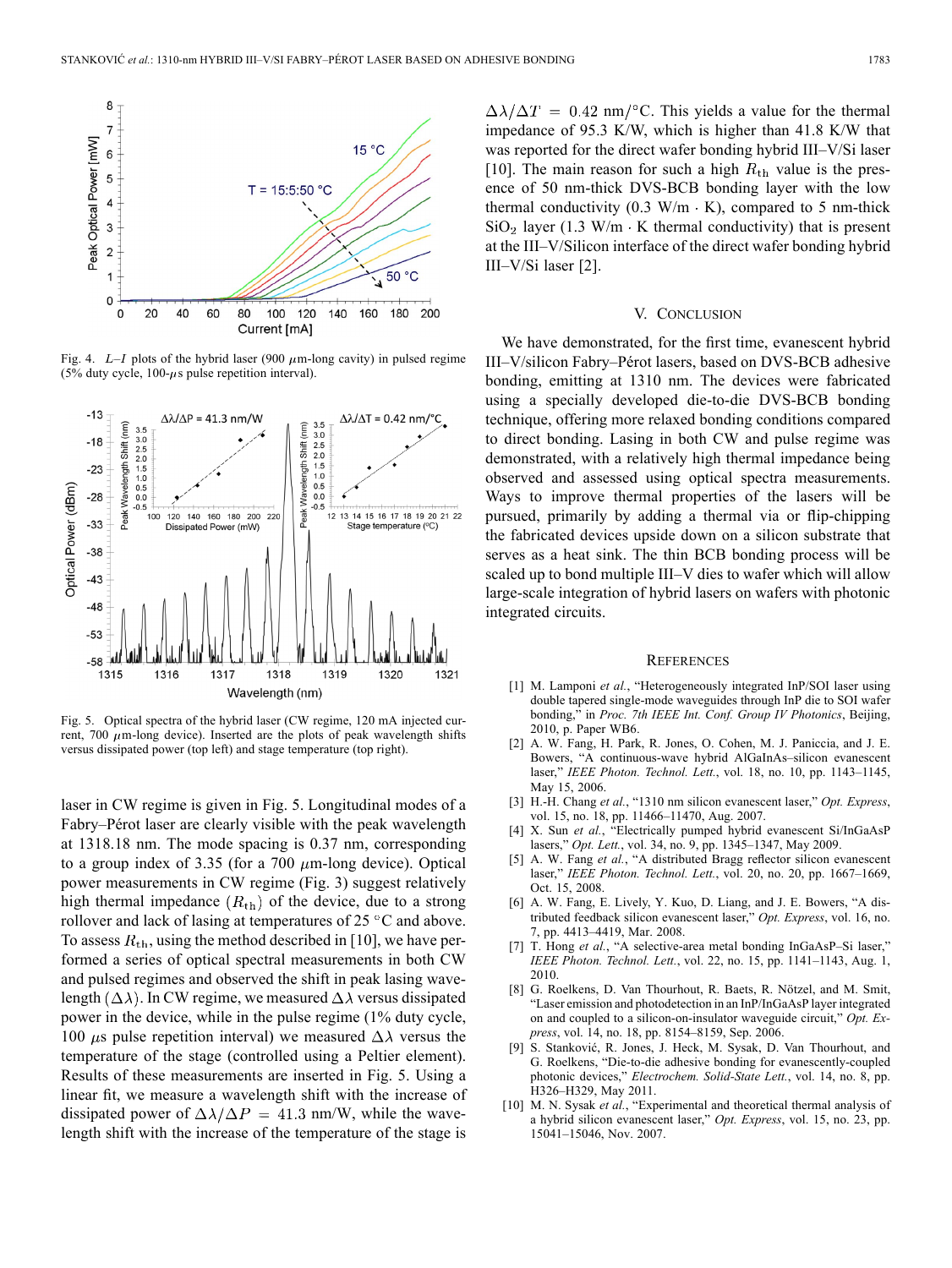8
7
6
5
4
3
2
1
0

Peak Optical Power [mW]

15 °C

T = 15:5:50 °C

50 °C

0 20 40 60 80 100 120 140 160 180 200

Current [mA]

Fig. 4. *L–I* plots of the hybrid laser (900 $\mu$m-long cavity) in pulsed regime (5% duty cycle, 100-$\mu$s pulse repetition interval).

-13
-18
-23
-28
-33
-38
-43
-48
-53
-58

Optical Power (dBm)

1315 1316 1317 1318 1319 1320 1321

Wavelength (nm)

$\Delta\lambda/\Delta P$ = 41.3 nm/W

Peak Wavelength Shift (nm)

3.5 3.0 2.5 2.0 1.5 1.0 0.5 0.0 -0.5

100 120 140 160 180 200 220

Dissipated Power (mW)

$\Delta\lambda/\Delta T$ = 0.42 nm/°C

Peak Wavelength Shift (nm)

3.5 3.0 2.5 2.0 1.5 1.0 0.5 0.0 -0.5

12 13 14 15 16 17 18 19 20 21 22

Stage temperature (°C)

Fig. 5. Optical spectra of the hybrid laser (CW regime, 120 mA injected current, 700 $\mu$m-long device). Inserted are the plots of peak wavelength shifts versus dissipated power (top left) and stage temperature (top right).

laser in CW regime is given in Fig. 5. Longitudinal modes of a Fabry–Pérot laser are clearly visible with the peak wavelength at 1318.18 nm. The mode spacing is 0.37 nm, corresponding to a group index of 3.35 (for a 700 $\mu$m-long device). Optical power measurements in CW regime (Fig. 3) suggest relatively high thermal impedance ($R_{\rm th}$) of the device, due to a strong rollover and lack of lasing at temperatures of 25 °C and above. To assess $R_{\rm th}$, using the method described in [10], we have performed a series of optical spectral measurements in both CW and pulsed regimes and observed the shift in peak lasing wavelength ($\Delta\lambda$). In CW regime, we measured $\Delta\lambda$ versus dissipated power in the device, while in the pulse regime (1% duty cycle, 100 $\mu$s pulse repetition interval) we measured $\Delta\lambda$ versus the temperature of the stage (controlled using a Peltier element). Results of these measurements are inserted in Fig. 5. Using a linear fit, we measure a wavelength shift with the increase of dissipated power of $\Delta\lambda/\Delta P = 41.3$ nm/W, while the wavelength shift with the increase of the temperature of the stage is $\Delta\lambda/\Delta T = 0.42$ nm/°C. This yields a value for the thermal impedance of 95.3 K/W, which is higher than 41.8 K/W that was reported for the direct wafer bonding hybrid III–V/Si laser [10]. The main reason for such a high $R_{\rm th}$ value is the presence of 50 nm-thick DVS-BCB bonding layer with the low thermal conductivity (0.3 W/m · K), compared to 5 nm-thick $SiO_2$ layer (1.3 W/m · K thermal conductivity) that is present at the III–V/Silicon interface of the direct wafer bonding hybrid III–V/Si laser [2].

## V. Conclusion

We have demonstrated, for the first time, evanescent hybrid III–V/silicon Fabry–Pérot lasers, based on DVS-BCB adhesive bonding, emitting at 1310 nm. The devices were fabricated using a specially developed die-to-die DVS-BCB bonding technique, offering more relaxed bonding conditions compared to direct bonding. Lasing in both CW and pulse regime was demonstrated, with a relatively high thermal impedance being observed and assessed using optical spectra measurements. Ways to improve thermal properties of the lasers will be pursued, primarily by adding a thermal via or flip-chipping the fabricated devices upside down on a silicon substrate that serves as a heat sink. The thin BCB bonding process will be scaled up to bond multiple III–V dies to wafer which will allow large-scale integration of hybrid lasers on wafers with photonic integrated circuits.

## References

[1] M. Lamponi *et al.*, "Heterogeneously integrated InP/SOI laser using double tapered single-mode waveguides through InP die to SOI wafer bonding," in *Proc. 7th IEEE Int. Conf. Group IV Photonics*, Beijing, 2010, p. Paper WB6.

[2] A. W. Fang, H. Park, R. Jones, O. Cohen, M. J. Paniccia, and J. E. Bowers, "A continuous-wave hybrid AlGaInAs–silicon evanescent laser," *IEEE Photon. Technol. Lett.*, vol. 18, no. 10, pp. 1143–1145, May 15, 2006.

[3] H.-H. Chang *et al.*, "1310 nm silicon evanescent laser," *Opt. Express*, vol. 15, no. 18, pp. 11466–11470, Aug. 2007.

[4] X. Sun *et al.*, "Electrically pumped hybrid evanescent Si/InGaAsP lasers," *Opt. Lett.*, vol. 34, no. 9, pp. 1345–1347, May 2009.

[5] A. W. Fang *et al.*, "A distributed Bragg reflector silicon evanescent laser," *IEEE Photon. Technol. Lett.*, vol. 20, no. 20, pp. 1667–1669, Oct. 15, 2008.

[6] A. W. Fang, E. Lively, Y. Kuo, D. Liang, and J. E. Bowers, "A distributed feedback silicon evanescent laser," *Opt. Express*, vol. 16, no. 7, pp. 4413–4419, Mar. 2008.

[7] T. Hong *et al.*, "A selective-area metal bonding InGaAsP–Si laser," *IEEE Photon. Technol. Lett.*, vol. 22, no. 15, pp. 1141–1143, Aug. 1, 2010.

[8] G. Roelkens, D. Van Thourhout, R. Baets, R. Nötzel, and M. Smit, "Laser emission and photodetection in an InP/InGaAsP layer integrated on and coupled to a silicon-on-insulator waveguide circuit," *Opt. Express*, vol. 14, no. 18, pp. 8154–8159, Sep. 2006.

[9] S. Stanković, R. Jones, J. Heck, M. Sysak, D. Van Thourhout, and G. Roelkens, "Die-to-die adhesive bonding for evanescently-coupled photonic devices," *Electrochem. Solid-State Lett.*, vol. 14, no. 8, pp. H326–H329, May 2011.

[10] M. N. Sysak *et al.*, "Experimental and theoretical thermal analysis of a hybrid silicon evanescent laser," *Opt. Express*, vol. 15, no. 23, pp. 15041–15046, Nov. 2007.